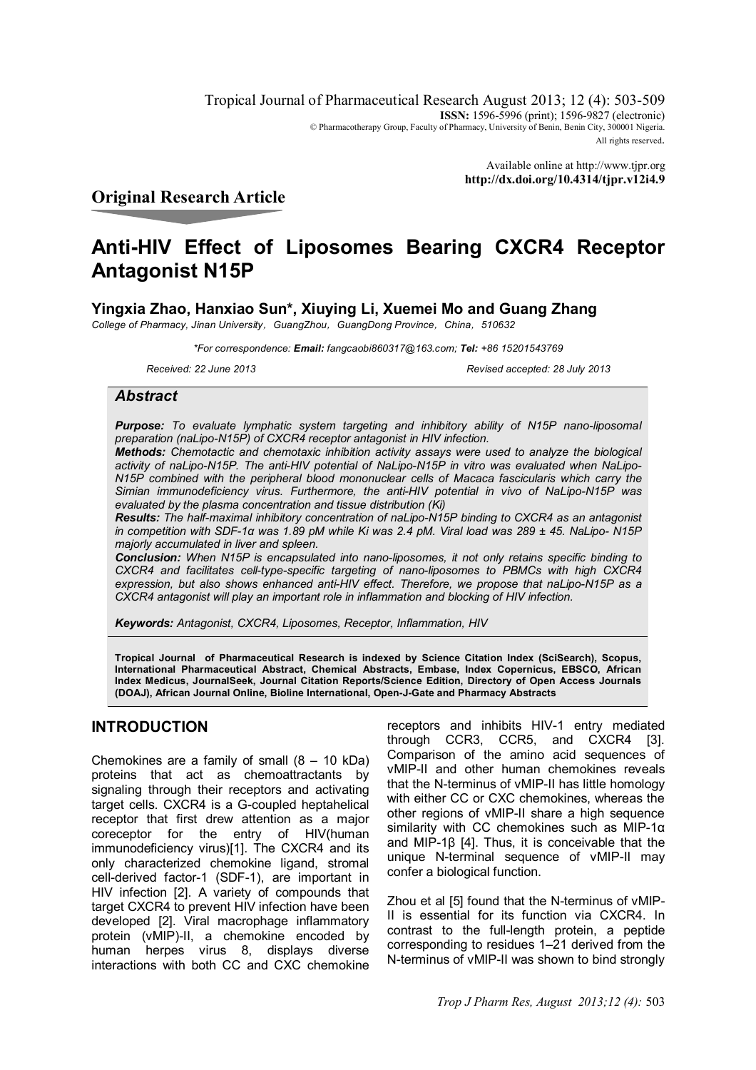Tropical Journal of Pharmaceutical Research August 2013; 12 (4): 503-509
**ISSN:** 1596-5996 (print); 1596-9827 (electronic)
© Pharmacotherapy Group, Faculty of Pharmacy, University of Benin, Benin City, 300001 Nigeria.
All rights reserved.

Available online at http://www.tjpr.org
**http://dx.doi.org/10.4314/tjpr.v12i4.9**

## Original Research Article

# Anti-HIV Effect of Liposomes Bearing CXCR4 Receptor Antagonist N15P

**Yingxia Zhao, Hanxiao Sun\*, Xiuying Li, Xuemei Mo and Guang Zhang**

*College of Pharmacy, Jinan University, GuangZhou, GuangDong Province, China, 510632*

*\*For correspondence: **Email:** fangcaobi860317@163.com; **Tel:** +86 15201543769*

*Received: 22 June 2013* *Revised accepted: 28 July 2013*

## Abstract

***Purpose:*** *To evaluate lymphatic system targeting and inhibitory ability of N15P nano-liposomal preparation (naLipo-N15P) of CXCR4 receptor antagonist in HIV infection.*

***Methods:*** *Chemotactic and chemotaxic inhibition activity assays were used to analyze the biological activity of naLipo-N15P. The anti-HIV potential of NaLipo-N15P in vitro was evaluated when NaLipo-N15P combined with the peripheral blood mononuclear cells of Macaca fascicularis which carry the Simian immunodeficiency virus. Furthermore, the anti-HIV potential in vivo of NaLipo-N15P was evaluated by the plasma concentration and tissue distribution (Ki)*

***Results:*** *The half-maximal inhibitory concentration of naLipo-N15P binding to CXCR4 as an antagonist in competition with SDF-1α was 1.89 pM while Ki was 2.4 pM. Viral load was 289 ± 45. NaLipo- N15P majorly accumulated in liver and spleen.*

***Conclusion:*** *When N15P is encapsulated into nano-liposomes, it not only retains specific binding to CXCR4 and facilitates cell-type-specific targeting of nano-liposomes to PBMCs with high CXCR4 expression, but also shows enhanced anti-HIV effect. Therefore, we propose that naLipo-N15P as a CXCR4 antagonist will play an important role in inflammation and blocking of HIV infection.*

***Keywords:*** *Antagonist, CXCR4, Liposomes, Receptor, Inflammation, HIV*

**Tropical Journal of Pharmaceutical Research is indexed by Science Citation Index (SciSearch), Scopus, International Pharmaceutical Abstract, Chemical Abstracts, Embase, Index Copernicus, EBSCO, African Index Medicus, JournalSeek, Journal Citation Reports/Science Edition, Directory of Open Access Journals (DOAJ), African Journal Online, Bioline International, Open-J-Gate and Pharmacy Abstracts**

## INTRODUCTION

Chemokines are a family of small (8 – 10 kDa) proteins that act as chemoattractants by signaling through their receptors and activating target cells. CXCR4 is a G-coupled heptahelical receptor that first drew attention as a major coreceptor for the entry of HIV(human immunodeficiency virus)[1]. The CXCR4 and its only characterized chemokine ligand, stromal cell-derived factor-1 (SDF-1), are important in HIV infection [2]. A variety of compounds that target CXCR4 to prevent HIV infection have been developed [2]. Viral macrophage inflammatory protein (vMIP)-II, a chemokine encoded by human herpes virus 8, displays diverse interactions with both CC and CXC chemokine receptors and inhibits HIV-1 entry mediated through CCR3, CCR5, and CXCR4 [3]. Comparison of the amino acid sequences of vMIP-II and other human chemokines reveals that the N-terminus of vMIP-II has little homology with either CC or CXC chemokines, whereas the other regions of vMIP-II share a high sequence similarity with CC chemokines such as MIP-1α and MIP-1β [4]. Thus, it is conceivable that the unique N-terminal sequence of vMIP-II may confer a biological function.

Zhou et al [5] found that the N-terminus of vMIP-II is essential for its function via CXCR4. In contrast to the full-length protein, a peptide corresponding to residues 1–21 derived from the N-terminus of vMIP-II was shown to bind strongly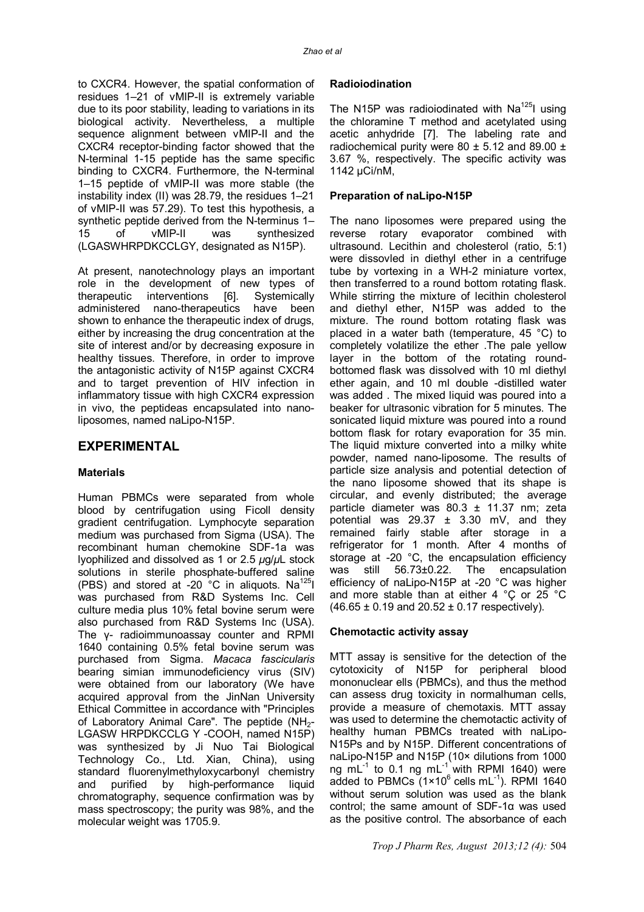to CXCR4. However, the spatial conformation of residues 1–21 of vMIP-II is extremely variable due to its poor stability, leading to variations in its biological activity. Nevertheless, a multiple sequence alignment between vMIP-II and the CXCR4 receptor-binding factor showed that the N-terminal 1-15 peptide has the same specific binding to CXCR4. Furthermore, the N-terminal 1–15 peptide of vMIP-II was more stable (the instability index (II) was 28.79, the residues 1–21 of vMIP-II was 57.29). To test this hypothesis, a synthetic peptide derived from the N-terminus 1–15 of vMIP-II was synthesized (LGASWHRPDKCCLGY, designated as N15P).

At present, nanotechnology plays an important role in the development of new types of therapeutic interventions [6]. Systemically administered nano-therapeutics have been shown to enhance the therapeutic index of drugs, either by increasing the drug concentration at the site of interest and/or by decreasing exposure in healthy tissues. Therefore, in order to improve the antagonistic activity of N15P against CXCR4 and to target prevention of HIV infection in inflammatory tissue with high CXCR4 expression in vivo, the peptideas encapsulated into nano-liposomes, named naLipo-N15P.

## EXPERIMENTAL

### Materials

Human PBMCs were separated from whole blood by centrifugation using Ficoll density gradient centrifugation. Lymphocyte separation medium was purchased from Sigma (USA). The recombinant human chemokine SDF-1a was lyophilized and dissolved as 1 or 2.5 $\mu$g/$\mu$L stock solutions in sterile phosphate-buffered saline (PBS) and stored at -20 °C in aliquots. $Na^{125}I$ was purchased from R&D Systems Inc. Cell culture media plus 10% fetal bovine serum were also purchased from R&D Systems Inc (USA). The γ- radioimmunoassay counter and RPMI 1640 containing 0.5% fetal bovine serum was purchased from Sigma. *Macaca fascicularis* bearing simian immunodeficiency virus (SIV) were obtained from our laboratory (We have acquired approval from the JinNan University Ethical Committee in accordance with "Principles of Laboratory Animal Care". The peptide ($NH_2$-LGASW HRPDKCCLG Y -COOH, named N15P) was synthesized by Ji Nuo Tai Biological Technology Co., Ltd. Xian, China), using standard fluorenylmethyloxycarbonyl chemistry and purified by high-performance liquid chromatography, sequence confirmation was by mass spectroscopy; the purity was 98%, and the molecular weight was 1705.9.

### Radioiodination

The N15P was radioiodinated with $Na^{125}I$ using the chloramine T method and acetylated using acetic anhydride [7]. The labeling rate and radiochemical purity were 80 ± 5.12 and 89.00 ± 3.67 %, respectively. The specific activity was 1142 μCi/nM,

### Preparation of naLipo-N15P

The nano liposomes were prepared using the reverse rotary evaporator combined with ultrasound. Lecithin and cholesterol (ratio, 5:1) were dissovled in diethyl ether in a centrifuge tube by vortexing in a WH-2 miniature vortex, then transferred to a round bottom rotating flask. While stirring the mixture of lecithin cholesterol and diethyl ether, N15P was added to the mixture. The round bottom rotating flask was placed in a water bath (temperature, 45 °C) to completely volatilize the ether .The pale yellow layer in the bottom of the rotating round-bottomed flask was dissolved with 10 ml diethyl ether again, and 10 ml double -distilled water was added . The mixed liquid was poured into a beaker for ultrasonic vibration for 5 minutes. The sonicated liquid mixture was poured into a round bottom flask for rotary evaporation for 35 min. The liquid mixture converted into a milky white powder, named nano-liposome. The results of particle size analysis and potential detection of the nano liposome showed that its shape is circular, and evenly distributed; the average particle diameter was 80.3 ± 11.37 nm; zeta potential was 29.37 ± 3.30 mV, and they remained fairly stable after storage in a refrigerator for 1 month. After 4 months of storage at -20 °C, the encapsulation efficiency was still 56.73±0.22. The encapsulation efficiency of naLipo-N15P at -20 °C was higher and more stable than at either 4 °Ç or 25 °C (46.65 ± 0.19 and 20.52 ± 0.17 respectively).

### Chemotactic activity assay

MTT assay is sensitive for the detection of the cytotoxicity of N15P for peripheral blood mononuclear ells (PBMCs), and thus the method can assess drug toxicity in normalhuman cells, provide a measure of chemotaxis. MTT assay was used to determine the chemotactic activity of healthy human PBMCs treated with naLipo-N15Ps and by N15P. Different concentrations of naLipo-N15P and N15P (10× dilutions from 1000 ng $mL^{-1}$ to 0.1 ng $mL^{-1}$ with RPMI 1640) were added to PBMCs ($1×10^6$ cells $mL^{-1}$). RPMI 1640 without serum solution was used as the blank control; the same amount of SDF-1α was used as the positive control. The absorbance of each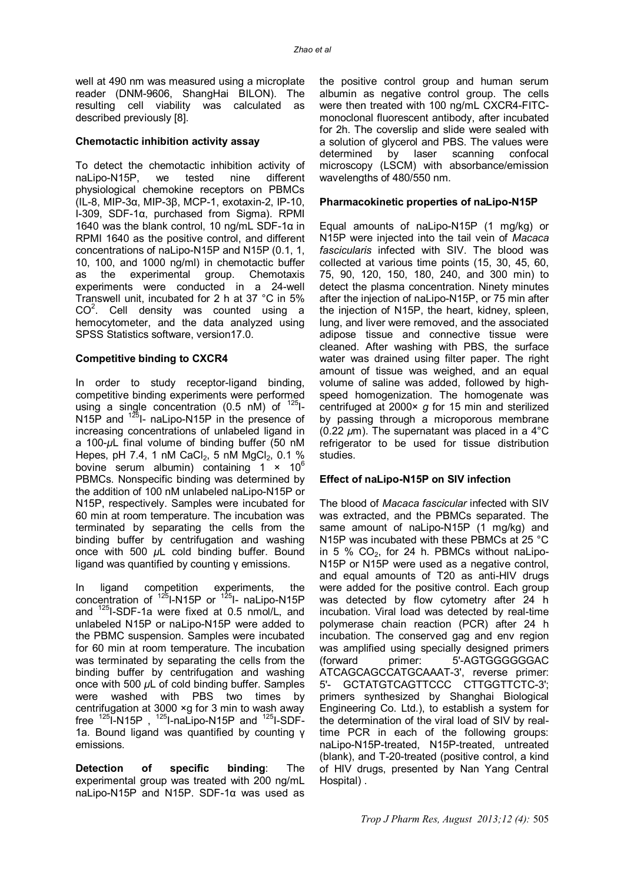well at 490 nm was measured using a microplate reader (DNM-9606, ShangHai BILON). The resulting cell viability was calculated as described previously [8].

### Chemotactic inhibition activity assay

To detect the chemotactic inhibition activity of naLipo-N15P, we tested nine different physiological chemokine receptors on PBMCs (IL-8, MIP-3α, MIP-3β, MCP-1, exotaxin-2, IP-10, I-309, SDF-1α, purchased from Sigma). RPMI 1640 was the blank control, 10 ng/mL SDF-1α in RPMI 1640 as the positive control, and different concentrations of naLipo-N15P and N15P (0.1, 1, 10, 100, and 1000 ng/ml) in chemotactic buffer as the experimental group. Chemotaxis experiments were conducted in a 24-well Transwell unit, incubated for 2 h at 37 °C in 5% $CO^2$. Cell density was counted using a hemocytometer, and the data analyzed using SPSS Statistics software, version17.0.

### Competitive binding to CXCR4

In order to study receptor-ligand binding, competitive binding experiments were performed using a single concentration (0.5 nM) of $^{125}$I-N15P and $^{125}$I- naLipo-N15P in the presence of increasing concentrations of unlabeled ligand in a 100-*µ*L final volume of binding buffer (50 nM Hepes, pH 7.4, 1 nM $CaCl_2$, 5 nM $MgCl_2$, 0.1 % bovine serum albumin) containing $1 \times 10^6$ PBMCs. Nonspecific binding was determined by the addition of 100 nM unlabeled naLipo-N15P or N15P, respectively. Samples were incubated for 60 min at room temperature. The incubation was terminated by separating the cells from the binding buffer by centrifugation and washing once with 500 *µ*L cold binding buffer. Bound ligand was quantified by counting γ emissions.

In ligand competition experiments, the concentration of $^{125}$I-N15P or $^{125}$I- naLipo-N15P and $^{125}$I-SDF-1a were fixed at 0.5 nmol/L, and unlabeled N15P or naLipo-N15P were added to the PBMC suspension. Samples were incubated for 60 min at room temperature. The incubation was terminated by separating the cells from the binding buffer by centrifugation and washing once with 500 *µ*L of cold binding buffer. Samples were washed with PBS two times by centrifugation at 3000 ×g for 3 min to wash away free $^{125}$I-N15P , $^{125}$I-naLipo-N15P and $^{125}$I-SDF-1a. Bound ligand was quantified by counting γ emissions.

**Detection of specific binding**: The experimental group was treated with 200 ng/mL naLipo-N15P and N15P. SDF-1α was used as the positive control group and human serum albumin as negative control group. The cells were then treated with 100 ng/mL CXCR4-FITC-monoclonal fluorescent antibody, after incubated for 2h. The coverslip and slide were sealed with a solution of glycerol and PBS. The values were determined by laser scanning confocal microscopy (LSCM) with absorbance/emission wavelengths of 480/550 nm.

### Pharmacokinetic properties of naLipo-N15P

Equal amounts of naLipo-N15P (1 mg/kg) or N15P were injected into the tail vein of *Macaca fascicularis* infected with SIV. The blood was collected at various time points (15, 30, 45, 60, 75, 90, 120, 150, 180, 240, and 300 min) to detect the plasma concentration. Ninety minutes after the injection of naLipo-N15P, or 75 min after the injection of N15P, the heart, kidney, spleen, lung, and liver were removed, and the associated adipose tissue and connective tissue were cleaned. After washing with PBS, the surface water was drained using filter paper. The right amount of tissue was weighed, and an equal volume of saline was added, followed by high-speed homogenization. The homogenate was centrifuged at 2000× *g* for 15 min and sterilized by passing through a microporous membrane (0.22 *µ*m). The supernatant was placed in a 4°C refrigerator to be used for tissue distribution studies.

### Effect of naLipo-N15P on SIV infection

The blood of *Macaca fascicular* infected with SIV was extracted, and the PBMCs separated. The same amount of naLipo-N15P (1 mg/kg) and N15P was incubated with these PBMCs at 25 °C in 5 % $CO_2$, for 24 h. PBMCs without naLipo-N15P or N15P were used as a negative control, and equal amounts of T20 as anti-HIV drugs were added for the positive control. Each group was detected by flow cytometry after 24 h incubation. Viral load was detected by real-time polymerase chain reaction (PCR) after 24 h incubation. The conserved gag and env region was amplified using specially designed primers (forward primer: 5'-AGTGGGGGGAC ATCAGCAGCCATGCAAAT-3', reverse primer: 5'- GCTATGTCAGTTCCC CTTGGTTCTC-3'; primers synthesized by Shanghai Biological Engineering Co. Ltd.), to establish a system for the determination of the viral load of SIV by real-time PCR in each of the following groups: naLipo-N15P-treated, N15P-treated, untreated (blank), and T-20-treated (positive control, a kind of HIV drugs, presented by Nan Yang Central Hospital) .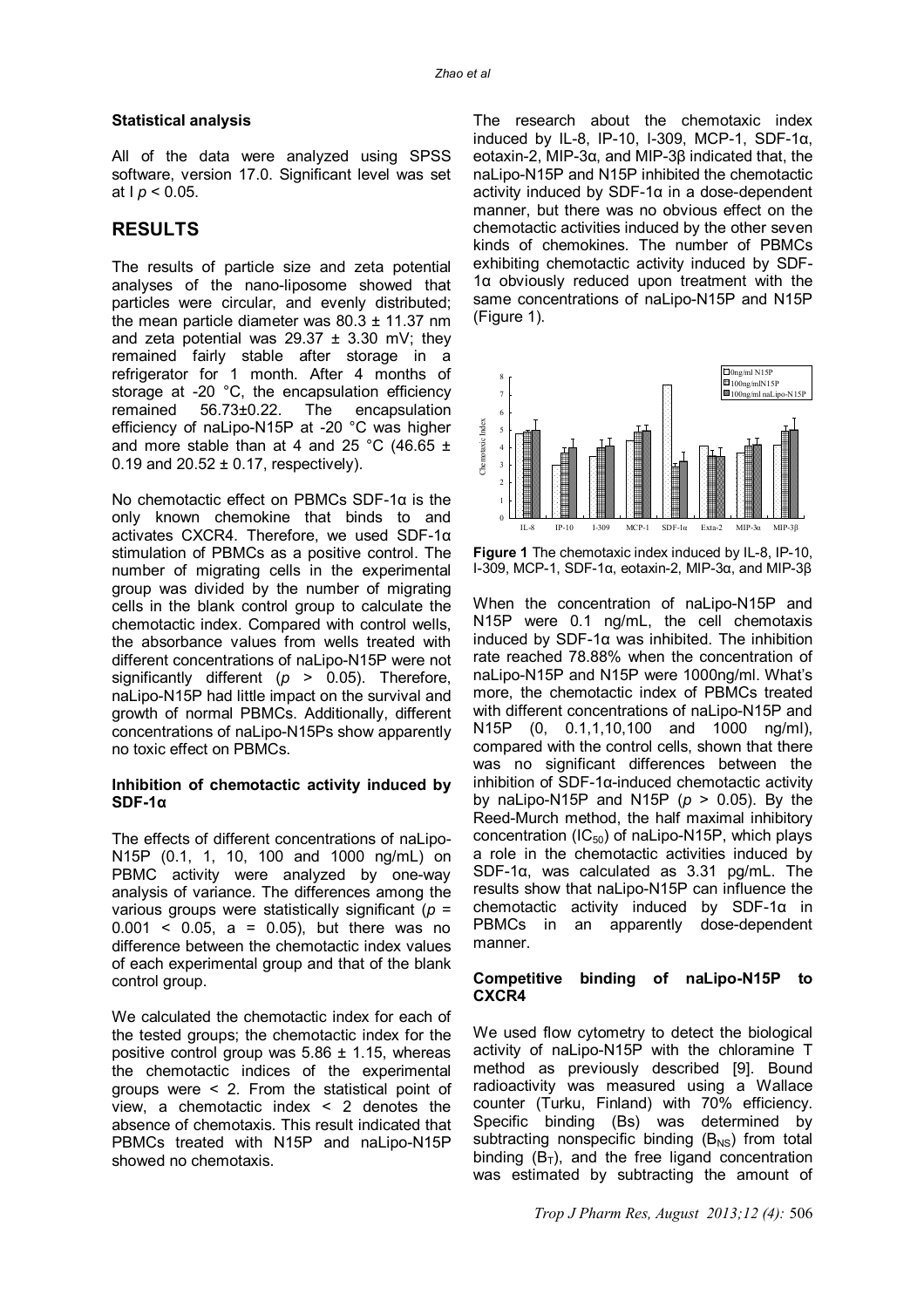### Statistical analysis

All of the data were analyzed using SPSS software, version 17.0. Significant level was set at l $p < 0.05$.

## RESULTS

The results of particle size and zeta potential analyses of the nano-liposome showed that particles were circular, and evenly distributed; the mean particle diameter was 80.3 ± 11.37 nm and zeta potential was 29.37 ± 3.30 mV; they remained fairly stable after storage in a refrigerator for 1 month. After 4 months of storage at -20 °C, the encapsulation efficiency remained 56.73±0.22. The encapsulation efficiency of naLipo-N15P at -20 °C was higher and more stable than at 4 and 25 °C (46.65 ± 0.19 and 20.52 ± 0.17, respectively).

No chemotactic effect on PBMCs SDF-1α is the only known chemokine that binds to and activates CXCR4. Therefore, we used SDF-1α stimulation of PBMCs as a positive control. The number of migrating cells in the experimental group was divided by the number of migrating cells in the blank control group to calculate the chemotactic index. Compared with control wells, the absorbance values from wells treated with different concentrations of naLipo-N15P were not significantly different ($p > 0.05$). Therefore, naLipo-N15P had little impact on the survival and growth of normal PBMCs. Additionally, different concentrations of naLipo-N15Ps show apparently no toxic effect on PBMCs.

### Inhibition of chemotactic activity induced by SDF-1α

The effects of different concentrations of naLipo-N15P (0.1, 1, 10, 100 and 1000 ng/mL) on PBMC activity were analyzed by one-way analysis of variance. The differences among the various groups were statistically significant ($p = 0.001 < 0.05$, a = 0.05), but there was no difference between the chemotactic index values of each experimental group and that of the blank control group.

We calculated the chemotactic index for each of the tested groups; the chemotactic index for the positive control group was 5.86 ± 1.15, whereas the chemotactic indices of the experimental groups were < 2. From the statistical point of view, a chemotactic index < 2 denotes the absence of chemotaxis. This result indicated that PBMCs treated with N15P and naLipo-N15P showed no chemotaxis.

The research about the chemotaxic index induced by IL-8, IP-10, I-309, MCP-1, SDF-1α, eotaxin-2, MIP-3α, and MIP-3β indicated that, the naLipo-N15P and N15P inhibited the chemotactic activity induced by SDF-1α in a dose-dependent manner, but there was no obvious effect on the chemotactic activities induced by the other seven kinds of chemokines. The number of PBMCs exhibiting chemotactic activity induced by SDF-1α obviously reduced upon treatment with the same concentrations of naLipo-N15P and N15P (Figure 1).

Chemotaxic Index
0 1 2 3 4 5 6 7 8
IL-8 IP-10 I-309 MCP-1 SDF-1α Exta-2 MIP-3α MIP-3β
0ng/ml N15P
100ng/mlN15P
100ng/ml naLipo-N15P

**Figure 1** The chemotaxic index induced by IL-8, IP-10, I-309, MCP-1, SDF-1α, eotaxin-2, MIP-3α, and MIP-3β

When the concentration of naLipo-N15P and N15P were 0.1 ng/mL, the cell chemotaxis induced by SDF-1α was inhibited. The inhibition rate reached 78.88% when the concentration of naLipo-N15P and N15P were 1000ng/ml. What's more, the chemotactic index of PBMCs treated with different concentrations of naLipo-N15P and N15P (0, 0.1,1,10,100 and 1000 ng/ml), compared with the control cells, shown that there was no significant differences between the inhibition of SDF-1α-induced chemotactic activity by naLipo-N15P and N15P ($p > 0.05$). By the Reed-Murch method, the half maximal inhibitory concentration ($IC_{50}$) of naLipo-N15P, which plays a role in the chemotactic activities induced by SDF-1α, was calculated as 3.31 pg/mL. The results show that naLipo-N15P can influence the chemotactic activity induced by SDF-1α in PBMCs in an apparently dose-dependent manner.

### Competitive binding of naLipo-N15P to CXCR4

We used flow cytometry to detect the biological activity of naLipo-N15P with the chloramine T method as previously described [9]. Bound radioactivity was measured using a Wallace counter (Turku, Finland) with 70% efficiency. Specific binding (Bs) was determined by subtracting nonspecific binding ($B_{NS}$) from total binding ($B_T$), and the free ligand concentration was estimated by subtracting the amount of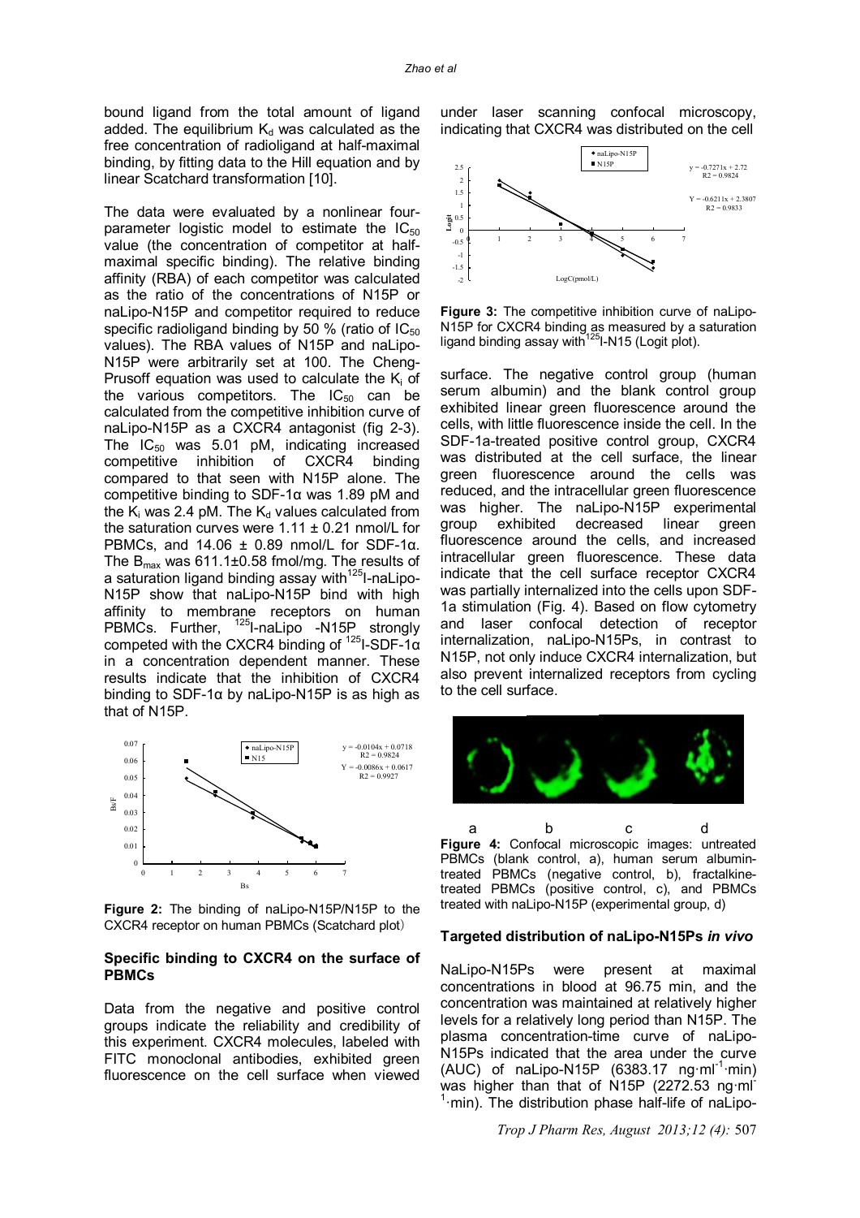bound ligand from the total amount of ligand added. The equilibrium $K_d$ was calculated as the free concentration of radioligand at half-maximal binding, by fitting data to the Hill equation and by linear Scatchard transformation [10].

The data were evaluated by a nonlinear four-parameter logistic model to estimate the $IC_{50}$ value (the concentration of competitor at half-maximal specific binding). The relative binding affinity (RBA) of each competitor was calculated as the ratio of the concentrations of N15P or naLipo-N15P and competitor required to reduce specific radioligand binding by 50 % (ratio of $IC_{50}$ values). The RBA values of N15P and naLipo-N15P were arbitrarily set at 100. The Cheng-Prusoff equation was used to calculate the $K_i$ of the various competitors. The $IC_{50}$ can be calculated from the competitive inhibition curve of naLipo-N15P as a CXCR4 antagonist (fig 2-3). The $IC_{50}$ was 5.01 pM, indicating increased competitive inhibition of CXCR4 binding compared to that seen with N15P alone. The competitive binding to SDF-1α was 1.89 pM and the $K_i$ was 2.4 pM. The $K_d$ values calculated from the saturation curves were 1.11 ± 0.21 nmol/L for PBMCs, and 14.06 ± 0.89 nmol/L for SDF-1α. The $B_{max}$ was 611.1±0.58 fmol/mg. The results of a saturation ligand binding assay with $^{125}$I-naLipo-N15P show that naLipo-N15P bind with high affinity to membrane receptors on human PBMCs. Further, $^{125}$I-naLipo -N15P strongly competed with the CXCR4 binding of $^{125}$I-SDF-1α in a concentration dependent manner. These results indicate that the inhibition of CXCR4 binding to SDF-1α by naLipo-N15P is as high as that of N15P.

**Figure 2:** The binding of naLipo-N15P/N15P to the CXCR4 receptor on human PBMCs (Scatchard plot）

### Specific binding to CXCR4 on the surface of PBMCs

Data from the negative and positive control groups indicate the reliability and credibility of this experiment. CXCR4 molecules, labeled with FITC monoclonal antibodies, exhibited green fluorescence on the cell surface when viewed under laser scanning confocal microscopy, indicating that CXCR4 was distributed on the cell surface. The negative control group (human serum albumin) and the blank control group exhibited linear green fluorescence around the cells, with little fluorescence inside the cell. In the SDF-1a-treated positive control group, CXCR4 was distributed at the cell surface, the linear green fluorescence around the cells was reduced, and the intracellular green fluorescence was higher. The naLipo-N15P experimental group exhibited decreased linear green fluorescence around the cells, and increased intracellular green fluorescence. These data indicate that the cell surface receptor CXCR4 was partially internalized into the cells upon SDF-1a stimulation (Fig. 4). Based on flow cytometry and laser confocal detection of receptor internalization, naLipo-N15Ps, in contrast to N15P, not only induce CXCR4 internalization, but also prevent internalized receptors from cycling to the cell surface.

**Figure 3:** The competitive inhibition curve of naLipo-N15P for CXCR4 binding as measured by a saturation ligand binding assay with $^{125}$I-N15 (Logit plot).

**Figure 4:** Confocal microscopic images: untreated PBMCs (blank control, a), human serum albumin-treated PBMCs (negative control, b), fractalkine-treated PBMCs (positive control, c), and PBMCs treated with naLipo-N15P (experimental group, d)

### Targeted distribution of naLipo-N15Ps *in vivo*

NaLipo-N15Ps were present at maximal concentrations in blood at 96.75 min, and the concentration was maintained at relatively higher levels for a relatively long period than N15P. The plasma concentration-time curve of naLipo-N15Ps indicated that the area under the curve (AUC) of naLipo-N15P (6383.17 ng·ml$^{-1}$·min) was higher than that of N15P (2272.53 ng·ml$^{-1}$·min). The distribution phase half-life of naLipo-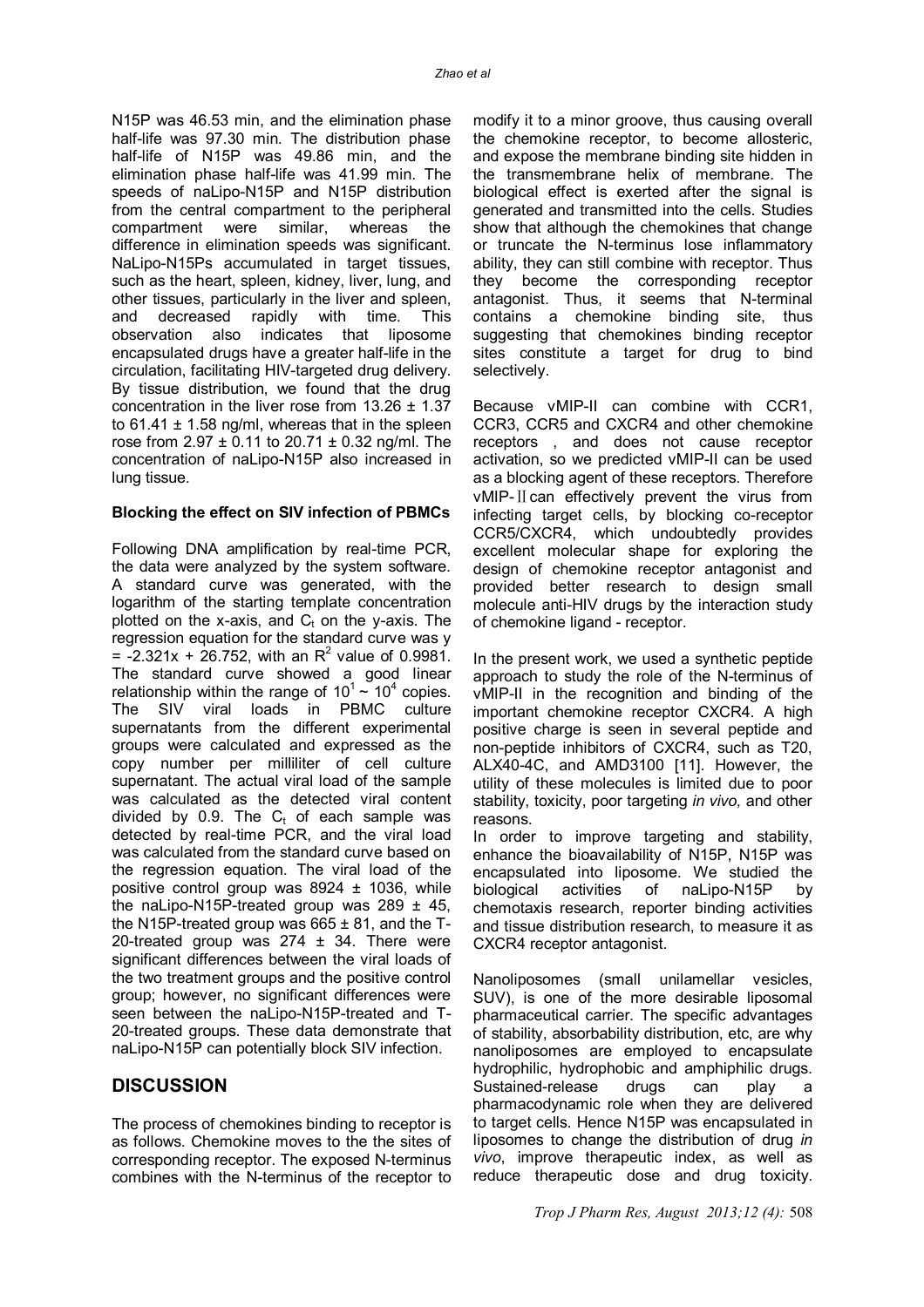N15P was 46.53 min, and the elimination phase half-life was 97.30 min. The distribution phase half-life of N15P was 49.86 min, and the elimination phase half-life was 41.99 min. The speeds of naLipo-N15P and N15P distribution from the central compartment to the peripheral compartment were similar, whereas the difference in elimination speeds was significant. NaLipo-N15Ps accumulated in target tissues, such as the heart, spleen, kidney, liver, lung, and other tissues, particularly in the liver and spleen, and decreased rapidly with time. This observation also indicates that liposome encapsulated drugs have a greater half-life in the circulation, facilitating HIV-targeted drug delivery. By tissue distribution, we found that the drug concentration in the liver rose from 13.26 ± 1.37 to 61.41 ± 1.58 ng/ml, whereas that in the spleen rose from 2.97 ± 0.11 to 20.71 ± 0.32 ng/ml. The concentration of naLipo-N15P also increased in lung tissue.

**Blocking the effect on SIV infection of PBMCs**

Following DNA amplification by real-time PCR, the data were analyzed by the system software. A standard curve was generated, with the logarithm of the starting template concentration plotted on the x-axis, and $C_t$ on the y-axis. The regression equation for the standard curve was $y = -2.321x + 26.752$, with an $R^2$ value of 0.9981. The standard curve showed a good linear relationship within the range of $10^1 \sim 10^4$ copies. The SIV viral loads in PBMC culture supernatants from the different experimental groups were calculated and expressed as the copy number per milliliter of cell culture supernatant. The actual viral load of the sample was calculated as the detected viral content divided by 0.9. The $C_t$ of each sample was detected by real-time PCR, and the viral load was calculated from the standard curve based on the regression equation. The viral load of the positive control group was 8924 ± 1036, while the naLipo-N15P-treated group was 289 ± 45, the N15P-treated group was 665 ± 81, and the T-20-treated group was 274 ± 34. There were significant differences between the viral loads of the two treatment groups and the positive control group; however, no significant differences were seen between the naLipo-N15P-treated and T-20-treated groups. These data demonstrate that naLipo-N15P can potentially block SIV infection.

## DISCUSSION

The process of chemokines binding to receptor is as follows. Chemokine moves to the the sites of corresponding receptor. The exposed N-terminus combines with the N-terminus of the receptor to modify it to a minor groove, thus causing overall the chemokine receptor, to become allosteric, and expose the membrane binding site hidden in the transmembrane helix of membrane. The biological effect is exerted after the signal is generated and transmitted into the cells. Studies show that although the chemokines that change or truncate the N-terminus lose inflammatory ability, they can still combine with receptor. Thus they become the corresponding receptor antagonist. Thus, it seems that N-terminal contains a chemokine binding site, thus suggesting that chemokines binding receptor sites constitute a target for drug to bind selectively.

Because vMIP-II can combine with CCR1, CCR3, CCR5 and CXCR4 and other chemokine receptors , and does not cause receptor activation, so we predicted vMIP-II can be used as a blocking agent of these receptors. Therefore vMIP-Ⅱcan effectively prevent the virus from infecting target cells, by blocking co-receptor CCR5/CXCR4, which undoubtedly provides excellent molecular shape for exploring the design of chemokine receptor antagonist and provided better research to design small molecule anti-HIV drugs by the interaction study of chemokine ligand - receptor.

In the present work, we used a synthetic peptide approach to study the role of the N-terminus of vMIP-II in the recognition and binding of the important chemokine receptor CXCR4. A high positive charge is seen in several peptide and non-peptide inhibitors of CXCR4, such as T20, ALX40-4C, and AMD3100 [11]. However, the utility of these molecules is limited due to poor stability, toxicity, poor targeting *in vivo,* and other reasons.

In order to improve targeting and stability, enhance the bioavailability of N15P, N15P was encapsulated into liposome. We studied the biological activities of naLipo-N15P by chemotaxis research, reporter binding activities and tissue distribution research, to measure it as CXCR4 receptor antagonist.

Nanoliposomes (small unilamellar vesicles, SUV), is one of the more desirable liposomal pharmaceutical carrier. The specific advantages of stability, absorbability distribution, etc, are why nanoliposomes are employed to encapsulate hydrophilic, hydrophobic and amphiphilic drugs. Sustained-release drugs can play a pharmacodynamic role when they are delivered to target cells. Hence N15P was encapsulated in liposomes to change the distribution of drug *in vivo*, improve therapeutic index, as well as reduce therapeutic dose and drug toxicity.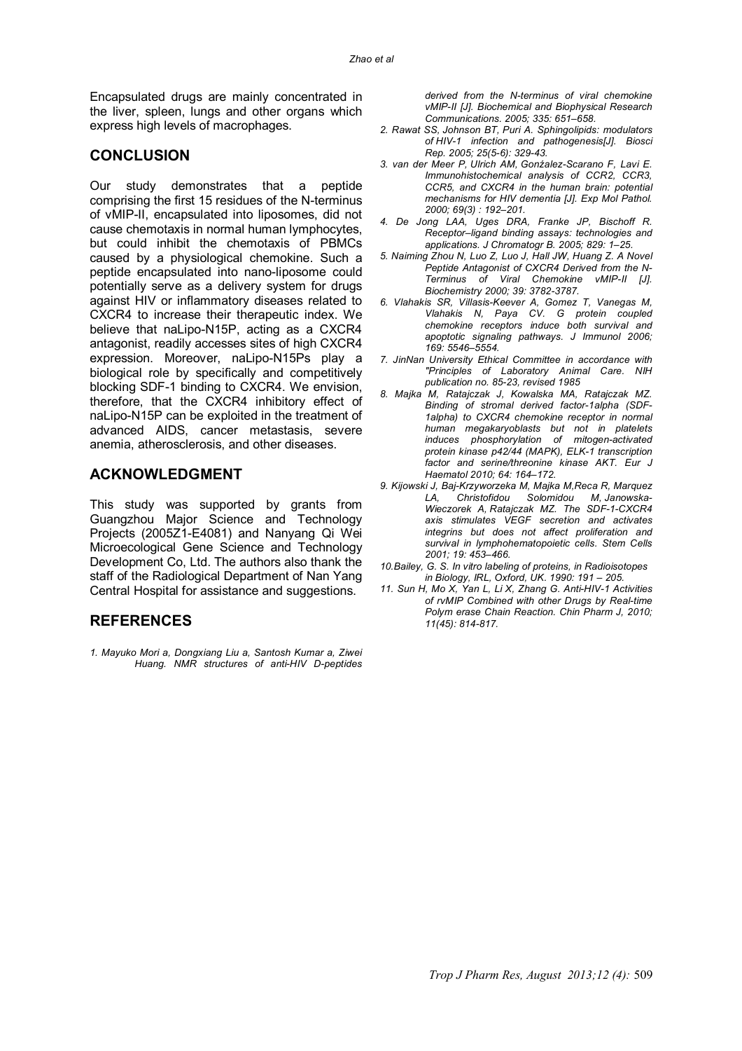Encapsulated drugs are mainly concentrated in the liver, spleen, lungs and other organs which express high levels of macrophages.

## CONCLUSION

Our study demonstrates that a peptide comprising the first 15 residues of the N-terminus of vMIP-II, encapsulated into liposomes, did not cause chemotaxis in normal human lymphocytes, but could inhibit the chemotaxis of PBMCs caused by a physiological chemokine. Such a peptide encapsulated into nano-liposome could potentially serve as a delivery system for drugs against HIV or inflammatory diseases related to CXCR4 to increase their therapeutic index. We believe that naLipo-N15P, acting as a CXCR4 antagonist, readily accesses sites of high CXCR4 expression. Moreover, naLipo-N15Ps play a biological role by specifically and competitively blocking SDF-1 binding to CXCR4. We envision, therefore, that the CXCR4 inhibitory effect of naLipo-N15P can be exploited in the treatment of advanced AIDS, cancer metastasis, severe anemia, atherosclerosis, and other diseases.

## ACKNOWLEDGMENT

This study was supported by grants from Guangzhou Major Science and Technology Projects (2005Z1-E4081) and Nanyang Qi Wei Microecological Gene Science and Technology Development Co, Ltd. The authors also thank the staff of the Radiological Department of Nan Yang Central Hospital for assistance and suggestions.

## REFERENCES

*1. Mayuko Mori a, Dongxiang Liu a, Santosh Kumar a, Ziwei Huang. NMR structures of anti-HIV D-peptides derived from the N-terminus of viral chemokine vMIP-II [J]. Biochemical and Biophysical Research Communications. 2005; 335: 651–658.*

*2. Rawat SS, Johnson BT, Puri A. Sphingolipids: modulators of HIV-1 infection and pathogenesis[J]. Biosci Rep. 2005; 25(5-6): 329-43.*

*3. van der Meer P, Ulrich AM, Gonžalez-Scarano F, Lavi E. Immunohistochemical analysis of CCR2, CCR3, CCR5, and CXCR4 in the human brain: potential mechanisms for HIV dementia [J]. Exp Mol Pathol. 2000; 69(3) : 192–201.*

*4. De Jong LAA, Uges DRA, Franke JP, Bischoff R. Receptor–ligand binding assays: technologies and applications. J Chromatogr B. 2005; 829: 1–25.*

*5. Naiming Zhou N, Luo Z, Luo J, Hall JW, Huang Z. A Novel Peptide Antagonist of CXCR4 Derived from the N-Terminus of Viral Chemokine vMIP-II [J]. Biochemistry 2000; 39: 3782-3787.*

*6. Vlahakis SR, Villasis-Keever A, Gomez T, Vanegas M, Vlahakis N, Paya CV. G protein coupled chemokine receptors induce both survival and apoptotic signaling pathways. J Immunol 2006; 169: 5546–5554.*

*7. JinNan University Ethical Committee in accordance with "Principles of Laboratory Animal Care. NIH publication no. 85-23, revised 1985*

*8. Majka M, Ratajczak J, Kowalska MA, Ratajczak MZ. Binding of stromal derived factor-1alpha (SDF-1alpha) to CXCR4 chemokine receptor in normal human megakaryoblasts but not in platelets induces phosphorylation of mitogen-activated protein kinase p42/44 (MAPK), ELK-1 transcription factor and serine/threonine kinase AKT. Eur J Haematol 2010; 64: 164–172.*

*9. Kijowski J, Baj-Krzyworzeka M, Majka M,Reca R, Marquez LA, Christofidou Solomidou M, Janowska-Wieczorek A, Ratajczak MZ. The SDF-1-CXCR4 axis stimulates VEGF secretion and activates integrins but does not affect proliferation and survival in lymphohematopoietic cells. Stem Cells 2001; 19: 453–466.*

*10.Bailey, G. S. In vitro labeling of proteins, in Radioisotopes in Biology, IRL, Oxford, UK. 1990: 191 – 205.*

*11. Sun H, Mo X, Yan L, Li X, Zhang G. Anti-HIV-1 Activities of rvMIP Combined with other Drugs by Real-time Polym erase Chain Reaction. Chin Pharm J, 2010; 11(45): 814-817.*